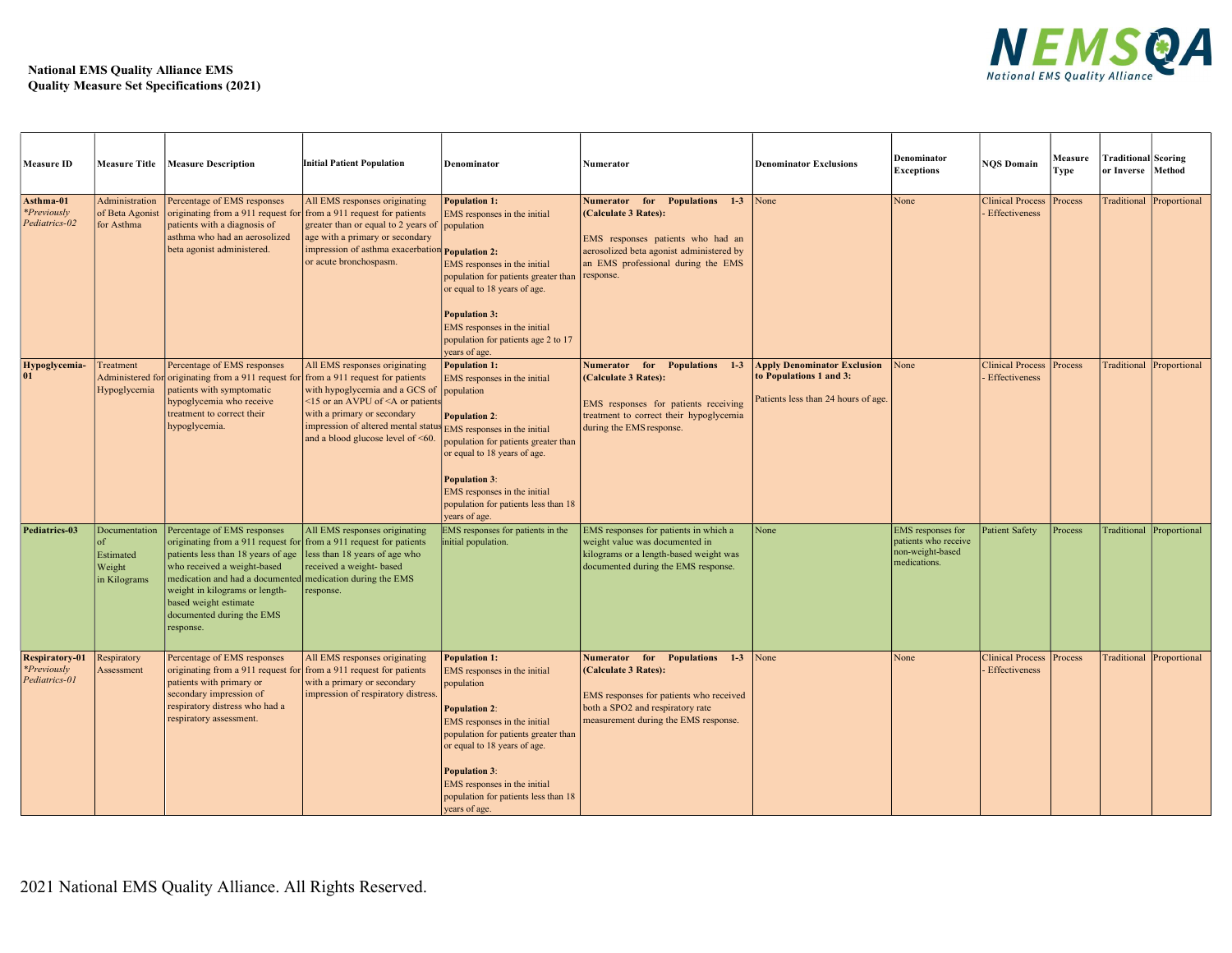**National EMS Quality Alliance EMS Quality Measure Set Specifications (2021)**

| Measure ID | Measure Title | Measure Description | Initial Patient Population | Denominator | Numerator | Denominator Exclusions | Denominator Exceptions | NQS Domain | Measure Type | Traditional or Inverse | Scoring Method |
|---|---|---|---|---|---|---|---|---|---|---|---|
| **Asthma-01** *\*Previously Pediatrics-02* | Administration of Beta Agonist for Asthma | Percentage of EMS responses originating from a 911 request for patients with a diagnosis of asthma who had an aerosolized beta agonist administered. | All EMS responses originating from a 911 request for patients greater than or equal to 2 years of age with a primary or secondary impression of asthma exacerbation or acute bronchospasm. | **Population 1:** EMS responses in the initial population<br><br>**Population 2:** EMS responses in the initial population for patients greater than or equal to 18 years of age.<br><br>**Population 3:** EMS responses in the initial population for patients age 2 to 17 years of age. | **Numerator for Populations 1-3 (Calculate 3 Rates):**<br><br>EMS responses patients who had an aerosolized beta agonist administered by an EMS professional during the EMS response. | None | None | Clinical Process - Effectiveness | Process | Traditional | Proportional |
| **Hypoglycemia-01** | Treatment Administered for Hypoglycemia | Percentage of EMS responses originating from a 911 request for patients with symptomatic hypoglycemia who receive treatment to correct their hypoglycemia. | All EMS responses originating from a 911 request for patients with hypoglycemia and a GCS of <15 or an AVPU of <A or patients with a primary or secondary impression of altered mental status and a blood glucose level of <60. | **Population 1:** EMS responses in the initial population<br><br>**Population 2**: EMS responses in the initial population for patients greater than or equal to 18 years of age.<br><br>**Population 3**: EMS responses in the initial population for patients less than 18 years of age. | **Numerator for Populations 1-3 (Calculate 3 Rates):**<br><br>EMS responses for patients receiving treatment to correct their hypoglycemia during the EMS response. | **Apply Denominator Exclusion to Populations 1 and 3:**<br><br>Patients less than 24 hours of age. | None | Clinical Process - Effectiveness | Process | Traditional | Proportional |
| **Pediatrics-03** | Documentation of Estimated Weight in Kilograms | Percentage of EMS responses originating from a 911 request for patients less than 18 years of age who received a weight-based medication and had a documented weight in kilograms or length-based weight estimate documented during the EMS response. | All EMS responses originating from a 911 request for patients less than 18 years of age who received a weight- based medication during the EMS response. | EMS responses for patients in the initial population. | EMS responses for patients in which a weight value was documented in kilograms or a length-based weight was documented during the EMS response. | None | EMS responses for patients who receive non-weight-based medications. | Patient Safety | Process | Traditional | Proportional |
| **Respiratory-01** *\*Previously Pediatrics-01* | Respiratory Assessment | Percentage of EMS responses originating from a 911 request for patients with primary or secondary impression of respiratory distress who had a respiratory assessment. | All EMS responses originating from a 911 request for patients with a primary or secondary impression of respiratory distress. | **Population 1:** EMS responses in the initial population<br><br>**Population 2**: EMS responses in the initial population for patients greater than or equal to 18 years of age.<br><br>**Population 3**: EMS responses in the initial population for patients less than 18 years of age. | **Numerator for Populations 1-3 (Calculate 3 Rates):**<br><br>EMS responses for patients who received both a SPO2 and respiratory rate measurement during the EMS response. | None | None | Clinical Process - Effectiveness | Process | Traditional | Proportional |

2021 National EMS Quality Alliance. All Rights Reserved.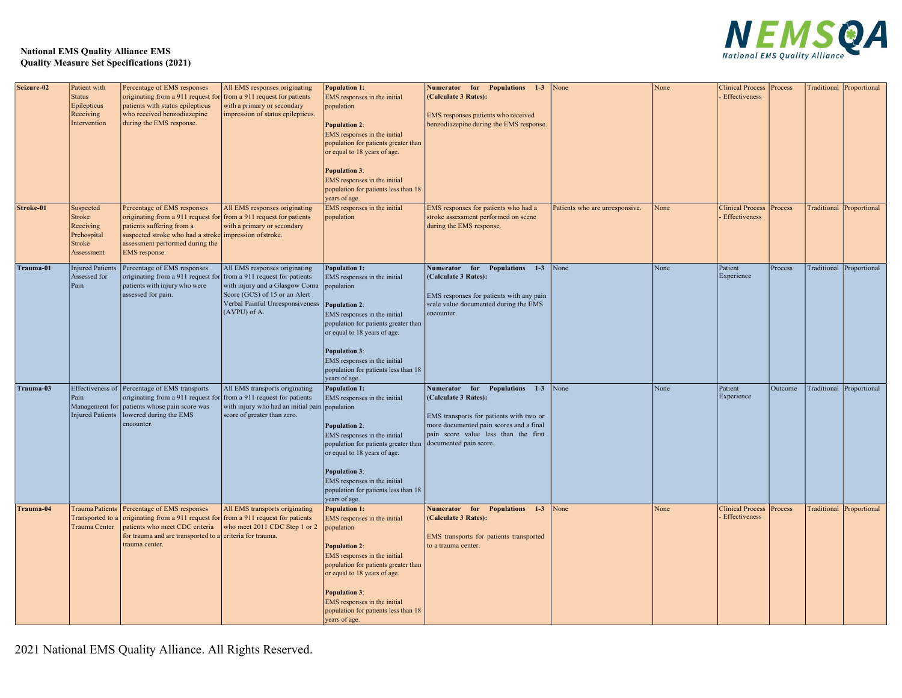**National EMS Quality Alliance EMS Quality Measure Set Specifications (2021)**

| | | | | | | | | | | | |
|---|---|---|---|---|---|---|---|---|---|---|---|
| **Seizure-02** | Patient with Status Epilepticus Receiving Intervention | Percentage of EMS responses originating from a 911 request for patients with status epilepticus who received benzodiazepine during the EMS response. | All EMS responses originating from a 911 request for patients with a primary or secondary impression of status epilepticus. | **Population 1:** EMS responses in the initial population<br><br>**Population 2**: EMS responses in the initial population for patients greater than or equal to 18 years of age.<br><br>**Population 3**: EMS responses in the initial population for patients less than 18 years of age. | **Numerator for Populations 1-3 (Calculate 3 Rates):**<br><br>EMS responses patients who received benzodiazepine during the EMS response. | None | None | Clinical Process - Effectiveness | Process | Traditional | Proportional |
| **Stroke-01** | Suspected Stroke Receiving Prehospital Stroke Assessment | Percentage of EMS responses originating from a 911 request for patients suffering from a suspected stroke who had a stroke assessment performed during the EMS response. | All EMS responses originating from a 911 request for patients with a primary or secondary impression ofstroke. | EMS responses in the initial population | EMS responses for patients who had a stroke assessment performed on scene during the EMS response. | Patients who are unresponsive. | None | Clinical Process - Effectiveness | Process | Traditional | Proportional |
| **Trauma-01** | Injured Patients Assessed for Pain | Percentage of EMS responses originating from a 911 request for patients with injury who were assessed for pain. | All EMS responses originating from a 911 request for patients with injury and a Glasgow Coma Score (GCS) of 15 or an Alert Verbal Painful Unresponsiveness (AVPU) of A. | **Population 1:** EMS responses in the initial population<br><br>**Population 2**: EMS responses in the initial population for patients greater than or equal to 18 years of age.<br><br>**Population 3**: EMS responses in the initial population for patients less than 18 years of age. | **Numerator for Populations 1-3 (Calculate 3 Rates):**<br><br>EMS responses for patients with any pain scale value documented during the EMS encounter. | None | None | Patient Experience | Process | Traditional | Proportional |
| **Trauma-03** | Effectiveness of Pain Management for Injured Patients | Percentage of EMS transports originating from a 911 request for patients whose pain score was lowered during the EMS encounter. | All EMS transports originating from a 911 request for patients with injury who had an initial pain score of greater than zero. | **Population 1:** EMS responses in the initial population<br><br>**Population 2**: EMS responses in the initial population for patients greater than or equal to 18 years of age.<br><br>**Population 3**: EMS responses in the initial population for patients less than 18 years of age. | **Numerator for Populations 1-3 (Calculate 3 Rates):**<br><br>EMS transports for patients with two or more documented pain scores and a final pain score value less than the first documented pain score. | None | None | Patient Experience | Outcome | Traditional | Proportional |
| **Trauma-04** | Trauma Patients Transported to a Trauma Center | Percentage of EMS responses originating from a 911 request for patients who meet CDC criteria for trauma and are transported to a trauma center. | All EMS transports originating from a 911 request for patients who meet 2011 CDC Step 1 or 2 criteria for trauma. | **Population 1:** EMS responses in the initial population<br><br>**Population 2**: EMS responses in the initial population for patients greater than or equal to 18 years of age.<br><br>**Population 3**: EMS responses in the initial population for patients less than 18 years of age. | **Numerator for Populations 1-3 (Calculate 3 Rates):**<br><br>EMS transports for patients transported to a trauma center. | None | None | Clinical Process - Effectiveness | Process | Traditional | Proportional |

2021 National EMS Quality Alliance. All Rights Reserved.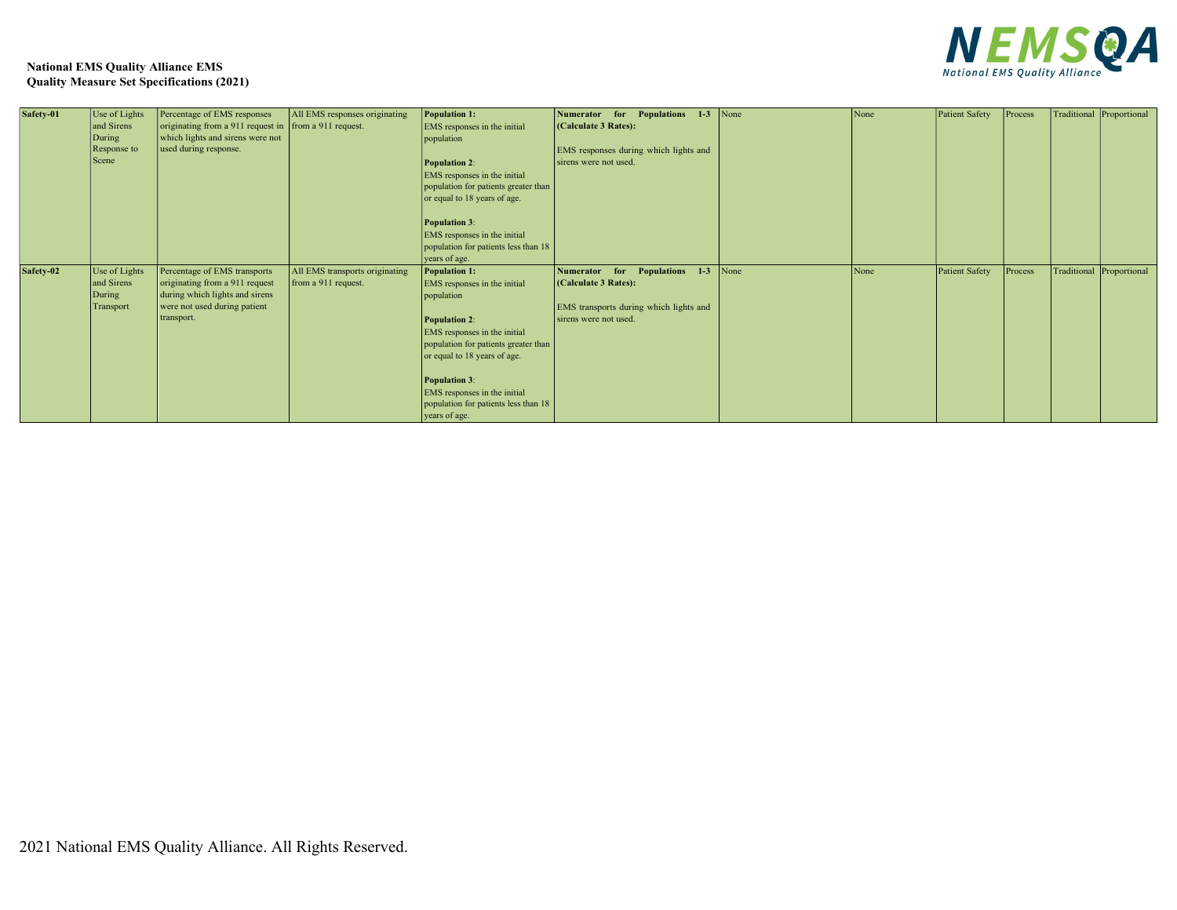**National EMS Quality Alliance EMS Quality Measure Set Specifications (2021)**

| | | | | | | | | | | | |
|---|---|---|---|---|---|---|---|---|---|---|---|
| **Safety-01** | Use of Lights and Sirens During Response to Scene | Percentage of EMS responses originating from a 911 request in which lights and sirens were not used during response. | All EMS responses originating from a 911 request. | **Population 1:** EMS responses in the initial population<br><br>**Population 2**: EMS responses in the initial population for patients greater than or equal to 18 years of age.<br><br>**Population 3**: EMS responses in the initial population for patients less than 18 years of age. | **Numerator for Populations 1-3 (Calculate 3 Rates):**<br><br>EMS responses during which lights and sirens were not used. | None | None | Patient Safety | Process | Traditional | Proportional |
| **Safety-02** | Use of Lights and Sirens During Transport | Percentage of EMS transports originating from a 911 request during which lights and sirens were not used during patient transport. | All EMS transports originating from a 911 request. | **Population 1:** EMS responses in the initial population<br><br>**Population 2**: EMS responses in the initial population for patients greater than or equal to 18 years of age.<br><br>**Population 3**: EMS responses in the initial population for patients less than 18 years of age. | **Numerator for Populations 1-3 (Calculate 3 Rates):**<br><br>EMS transports during which lights and sirens were not used. | None | None | Patient Safety | Process | Traditional | Proportional |

2021 National EMS Quality Alliance. All Rights Reserved.